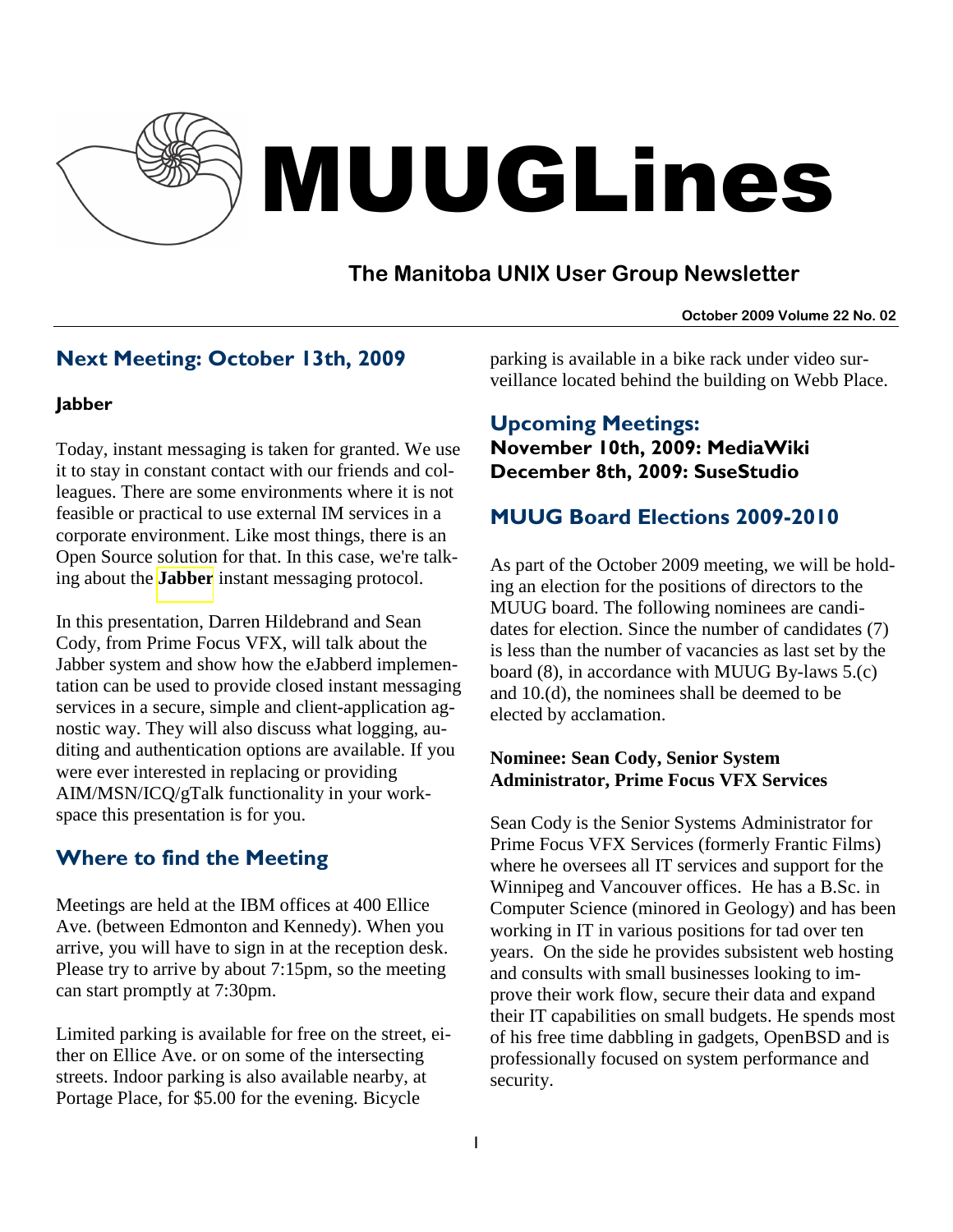# MUUGLines

## The Manitoba UNIX User Group Newsletter

**October 2009 Volume 22 No. 02**

## Next Meeting: October 13th, 2009

### Jabber

Today, instant messaging is taken for granted. We use it to stay in constant contact with our friends and colleagues. There are some environments where it is not feasible or practical to use external IM services in a corporate environment. Like most things, there is an Open Source solution for that. In this case, we're talking about the **Jabber** instant messaging protocol.

In this presentation, Darren Hildebrand and Sean Cody, from Prime Focus VFX, will talk about the Jabber system and show how the eJabberd implementation can be used to provide closed instant messaging services in a secure, simple and client-application agnostic way. They will also discuss what logging, auditing and authentication options are available. If you were ever interested in replacing or providing AIM/MSN/ICQ/gTalk functionality in your workspace this presentation is for you.

## Where to find the Meeting

Meetings are held at the IBM offices at 400 Ellice Ave. (between Edmonton and Kennedy). When you arrive, you will have to sign in at the reception desk. Please try to arrive by about 7:15pm, so the meeting can start promptly at 7:30pm.

Limited parking is available for free on the street, either on Ellice Ave. or on some of the intersecting streets. Indoor parking is also available nearby, at Portage Place, for $5.00 for the evening. Bicycle parking is available in a bike rack under video surveillance located behind the building on Webb Place.

## Upcoming Meetings:

**November 10th, 2009: MediaWiki**
**December 8th, 2009: SuseStudio**

## MUUG Board Elections 2009-2010

As part of the October 2009 meeting, we will be holding an election for the positions of directors to the MUUG board. The following nominees are candidates for election. Since the number of candidates (7) is less than the number of vacancies as last set by the board (8), in accordance with MUUG By-laws 5.(c) and 10.(d), the nominees shall be deemed to be elected by acclamation.

**Nominee: Sean Cody, Senior System Administrator, Prime Focus VFX Services**

Sean Cody is the Senior Systems Administrator for Prime Focus VFX Services (formerly Frantic Films) where he oversees all IT services and support for the Winnipeg and Vancouver offices. He has a B.Sc. in Computer Science (minored in Geology) and has been working in IT in various positions for tad over ten years. On the side he provides subsistent web hosting and consults with small businesses looking to improve their work flow, secure their data and expand their IT capabilities on small budgets. He spends most of his free time dabbling in gadgets, OpenBSD and is professionally focused on system performance and security.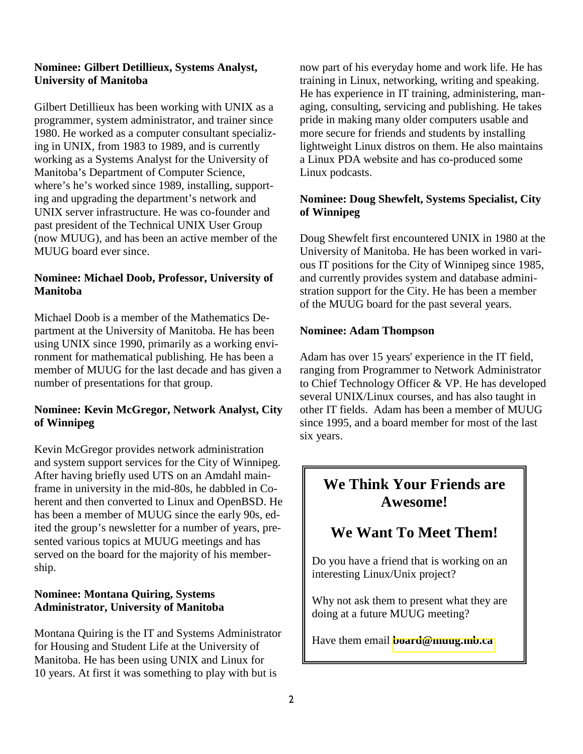**Nominee: Gilbert Detillieux, Systems Analyst, University of Manitoba**

Gilbert Detillieux has been working with UNIX as a programmer, system administrator, and trainer since 1980. He worked as a computer consultant specializing in UNIX, from 1983 to 1989, and is currently working as a Systems Analyst for the University of Manitoba's Department of Computer Science, where's he's worked since 1989, installing, supporting and upgrading the department's network and UNIX server infrastructure. He was co-founder and past president of the Technical UNIX User Group (now MUUG), and has been an active member of the MUUG board ever since.

**Nominee: Michael Doob, Professor, University of Manitoba**

Michael Doob is a member of the Mathematics Department at the University of Manitoba. He has been using UNIX since 1990, primarily as a working environment for mathematical publishing. He has been a member of MUUG for the last decade and has given a number of presentations for that group.

**Nominee: Kevin McGregor, Network Analyst, City of Winnipeg**

Kevin McGregor provides network administration and system support services for the City of Winnipeg. After having briefly used UTS on an Amdahl mainframe in university in the mid-80s, he dabbled in Coherent and then converted to Linux and OpenBSD. He has been a member of MUUG since the early 90s, edited the group's newsletter for a number of years, presented various topics at MUUG meetings and has served on the board for the majority of his membership.

**Nominee: Montana Quiring, Systems Administrator, University of Manitoba**

Montana Quiring is the IT and Systems Administrator for Housing and Student Life at the University of Manitoba. He has been using UNIX and Linux for 10 years. At first it was something to play with but is now part of his everyday home and work life. He has training in Linux, networking, writing and speaking. He has experience in IT training, administering, managing, consulting, servicing and publishing. He takes pride in making many older computers usable and more secure for friends and students by installing lightweight Linux distros on them. He also maintains a Linux PDA website and has co-produced some Linux podcasts.

**Nominee: Doug Shewfelt, Systems Specialist, City of Winnipeg**

Doug Shewfelt first encountered UNIX in 1980 at the University of Manitoba. He has been worked in various IT positions for the City of Winnipeg since 1985, and currently provides system and database administration support for the City. He has been a member of the MUUG board for the past several years.

**Nominee: Adam Thompson**

Adam has over 15 years' experience in the IT field, ranging from Programmer to Network Administrator to Chief Technology Officer & VP. He has developed several UNIX/Linux courses, and has also taught in other IT fields. Adam has been a member of MUUG since 1995, and a board member for most of the last six years.

## We Think Your Friends are Awesome!

## We Want To Meet Them!

Do you have a friend that is working on an interesting Linux/Unix project?

Why not ask them to present what they are doing at a future MUUG meeting?

Have them email **board@muug.mb.ca**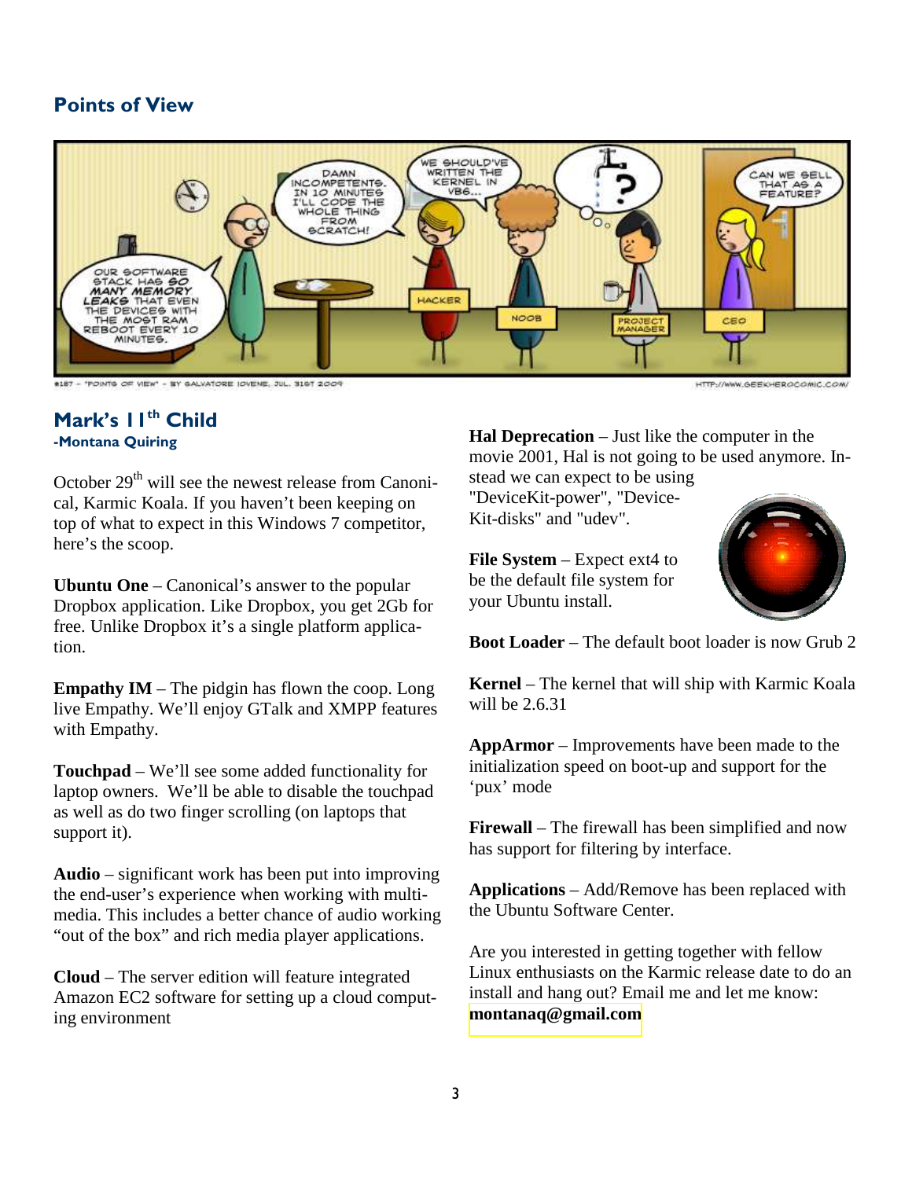## Points of View

#187 - "POINTS OF VIEW" - BY SALVATORE IOVENE, JUL. 31ST 2009

HTTP://WWW.GEEKHEROCOMIC.COM/

## Mark's 11th Child

**-Montana Quiring**

October 29th will see the newest release from Canonical, Karmic Koala. If you haven't been keeping on top of what to expect in this Windows 7 competitor, here's the scoop.

**Ubuntu One** – Canonical's answer to the popular Dropbox application. Like Dropbox, you get 2Gb for free. Unlike Dropbox it's a single platform application.

**Empathy IM** – The pidgin has flown the coop. Long live Empathy. We'll enjoy GTalk and XMPP features with Empathy.

**Touchpad** – We'll see some added functionality for laptop owners. We'll be able to disable the touchpad as well as do two finger scrolling (on laptops that support it).

**Audio** – significant work has been put into improving the end-user's experience when working with multimedia. This includes a better chance of audio working "out of the box" and rich media player applications.

**Cloud** – The server edition will feature integrated Amazon EC2 software for setting up a cloud computing environment

**Hal Deprecation** – Just like the computer in the movie 2001, Hal is not going to be used anymore. Instead we can expect to be using "DeviceKit-power", "DeviceKit-disks" and "udev".

**File System** – Expect ext4 to be the default file system for your Ubuntu install.

**Boot Loader** – The default boot loader is now Grub 2

**Kernel** – The kernel that will ship with Karmic Koala will be 2.6.31

**AppArmor** – Improvements have been made to the initialization speed on boot-up and support for the 'pux' mode

**Firewall** – The firewall has been simplified and now has support for filtering by interface.

**Applications** – Add/Remove has been replaced with the Ubuntu Software Center.

Are you interested in getting together with fellow Linux enthusiasts on the Karmic release date to do an install and hang out? Email me and let me know: **montanaq@gmail.com**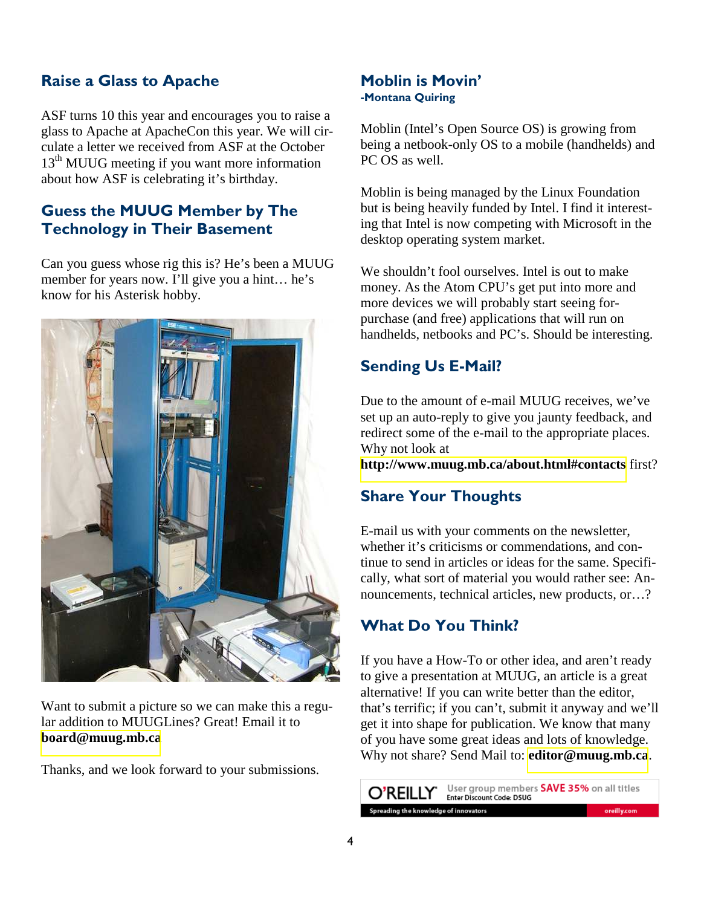## Raise a Glass to Apache

ASF turns 10 this year and encourages you to raise a glass to Apache at ApacheCon this year. We will circulate a letter we received from ASF at the October 13th MUUG meeting if you want more information about how ASF is celebrating it's birthday.

## Guess the MUUG Member by The Technology in Their Basement

Can you guess whose rig this is? He's been a MUUG member for years now. I'll give you a hint… he's know for his Asterisk hobby.

Want to submit a picture so we can make this a regular addition to MUUGLines? Great! Email it to **board@muug.mb.ca**.

Thanks, and we look forward to your submissions.

## Moblin is Movin'

**-Montana Quiring**

Moblin (Intel's Open Source OS) is growing from being a netbook-only OS to a mobile (handhelds) and PC OS as well.

Moblin is being managed by the Linux Foundation but is being heavily funded by Intel. I find it interesting that Intel is now competing with Microsoft in the desktop operating system market.

We shouldn't fool ourselves. Intel is out to make money. As the Atom CPU's get put into more and more devices we will probably start seeing for-purchase (and free) applications that will run on handhelds, netbooks and PC's. Should be interesting.

## Sending Us E-Mail?

Due to the amount of e-mail MUUG receives, we've set up an auto-reply to give you jaunty feedback, and redirect some of the e-mail to the appropriate places. Why not look at **http://www.muug.mb.ca/about.html#contacts** first?

## Share Your Thoughts

E-mail us with your comments on the newsletter, whether it's criticisms or commendations, and continue to send in articles or ideas for the same. Specifically, what sort of material you would rather see: Announcements, technical articles, new products, or…?

## What Do You Think?

If you have a How-To or other idea, and aren't ready to give a presentation at MUUG, an article is a great alternative! If you can write better than the editor, that's terrific; if you can't, submit it anyway and we'll get it into shape for publication. We know that many of you have some great ideas and lots of knowledge. Why not share? Send Mail to: **editor@muug.mb.ca**.

O'REILLY — User group members **SAVE 35%** on all titles. Enter Discount Code: DSUG

Spreading the knowledge of innovators — oreilly.com